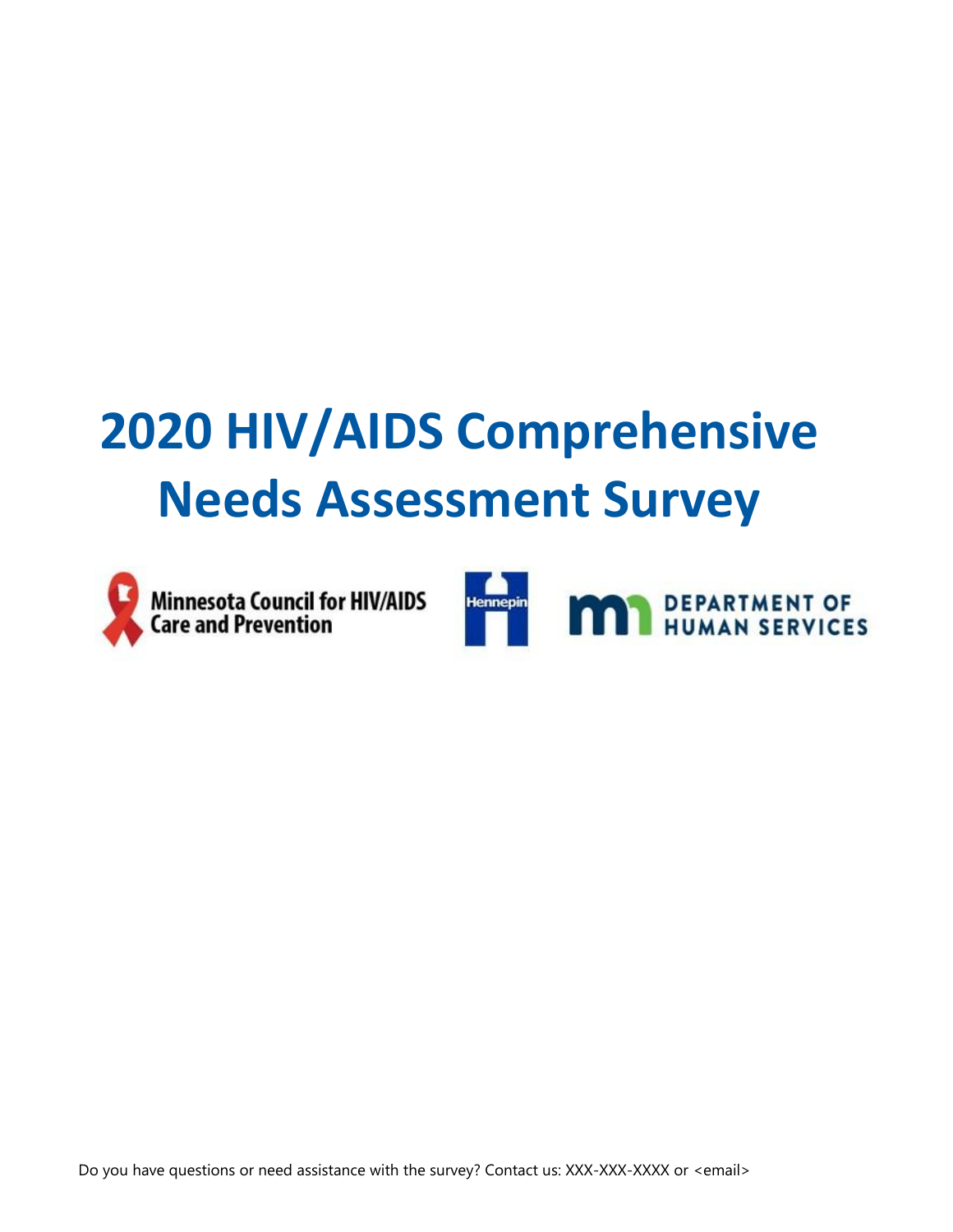# 2020 HIV/AIDS Comprehensive Needs Assessment Survey

Minnesota Council for HIV/AIDS Care and Prevention

Hennepin

DEPARTMENT OF HUMAN SERVICES

Do you have questions or need assistance with the survey? Contact us: XXX-XXX-XXXX or <email>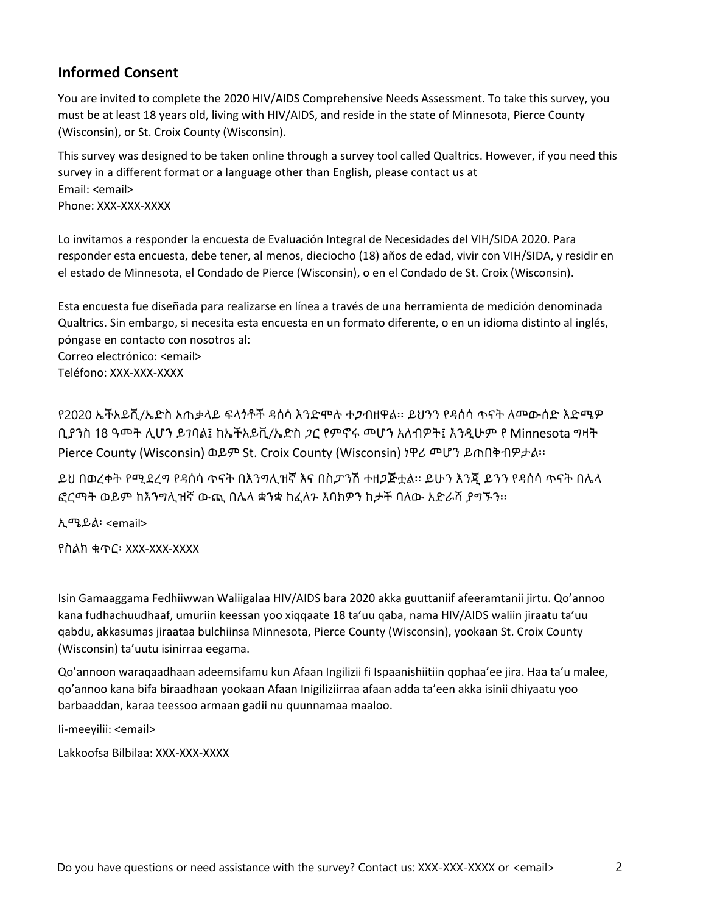## Informed Consent

You are invited to complete the 2020 HIV/AIDS Comprehensive Needs Assessment. To take this survey, you must be at least 18 years old, living with HIV/AIDS, and reside in the state of Minnesota, Pierce County (Wisconsin), or St. Croix County (Wisconsin).

This survey was designed to be taken online through a survey tool called Qualtrics. However, if you need this survey in a different format or a language other than English, please contact us at
Email: <email>
Phone: XXX-XXX-XXXX

Lo invitamos a responder la encuesta de Evaluación Integral de Necesidades del VIH/SIDA 2020. Para responder esta encuesta, debe tener, al menos, dieciocho (18) años de edad, vivir con VIH/SIDA, y residir en el estado de Minnesota, el Condado de Pierce (Wisconsin), o en el Condado de St. Croix (Wisconsin).

Esta encuesta fue diseñada para realizarse en línea a través de una herramienta de medición denominada Qualtrics. Sin embargo, si necesita esta encuesta en un formato diferente, o en un idioma distinto al inglés, póngase en contacto con nosotros al:
Correo electrónico: <email>
Teléfono: XXX-XXX-XXXX

የ2020 ኤችአይቪ/ኤድስ አጠቃላይ ፍላጎቶች ዳሰሳ እንድሞሉ ተጋብዘዋል። ይህንን የዳሰሳ ጥናት ለመውሰድ እድሜዎ ቢያንስ 18 ዓመት ሊሆን ይገባል፤ ከኤችአይቪ/ኤድስ ጋር የምኖሩ መሆን አለብዎት፤ እንዲሁም የ Minnesota ግዛት Pierce County (Wisconsin) ወይም St. Croix County (Wisconsin) ነዋሪ መሆን ይጠበቅብዎታል።

ይህ በወረቀት የሚደረግ የዳሰሳ ጥናት በእንግሊዝኛ እና በስፓንሽ ተዘጋጅቷል። ይሁን እንጂ ይንን የዳሰሳ ጥናት በሌላ ፎርማት ወይም ከእንግሊዝኛ ውጪ በሌላ ቋንቋ ከፈለጉ እባክዎን ከታች ባለው አድራሻ ያግኙን።

ኢሜይል፡ <email>

የስልክ ቁጥር፡ XXX-XXX-XXXX

Isin Gamaaggama Fedhiiwwan Waliigalaa HIV/AIDS bara 2020 akka guuttaniif afeeramtanii jirtu. Qo'annoo kana fudhachuudhaaf, umuriin keessan yoo xiqqaate 18 ta'uu qaba, nama HIV/AIDS waliin jiraatu ta'uu qabdu, akkasumas jiraataa bulchiinsa Minnesota, Pierce County (Wisconsin), yookaan St. Croix County (Wisconsin) ta'uutu isinirraa eegama.

Qo'annoon waraqaadhaan adeemsifamu kun Afaan Ingilizii fi Ispaanishiitiin qophaa'ee jira. Haa ta'u malee, qo'annoo kana bifa biraadhaan yookaan Afaan Inigiliziirraa afaan adda ta'een akka isinii dhiyaatu yoo barbaaddan, karaa teessoo armaan gadii nu quunnamaa maaloo.

Ii-meeyilii: <email>

Lakkoofsa Bilbilaa: XXX-XXX-XXXX

Do you have questions or need assistance with the survey? Contact us: XXX-XXX-XXXX or <email>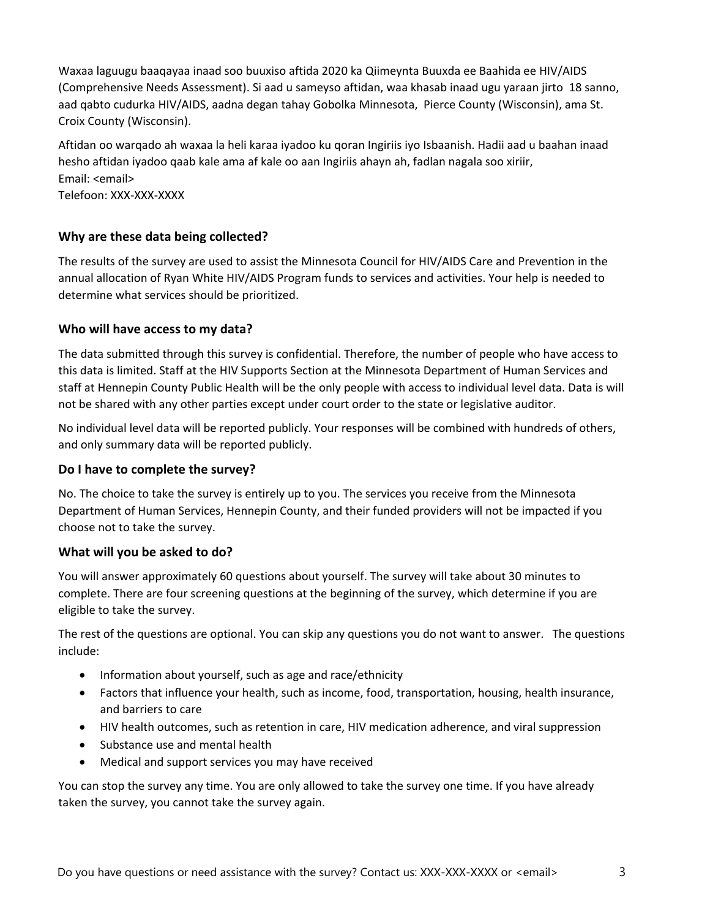Waxaa laguugu baaqayaa inaad soo buuxiso aftida 2020 ka Qiimeynta Buuxda ee Baahida ee HIV/AIDS (Comprehensive Needs Assessment). Si aad u sameyso aftidan, waa khasab inaad ugu yaraan jirto 18 sanno, aad qabto cudurka HIV/AIDS, aadna degan tahay Gobolka Minnesota, Pierce County (Wisconsin), ama St. Croix County (Wisconsin).

Aftidan oo warqado ah waxaa la heli karaa iyadoo ku qoran Ingiriis iyo Isbaanish. Hadii aad u baahan inaad hesho aftidan iyadoo qaab kale ama af kale oo aan Ingiriis ahayn ah, fadlan nagala soo xiriir,
Email: <email>
Telefoon: XXX-XXX-XXXX

### Why are these data being collected?

The results of the survey are used to assist the Minnesota Council for HIV/AIDS Care and Prevention in the annual allocation of Ryan White HIV/AIDS Program funds to services and activities. Your help is needed to determine what services should be prioritized.

### Who will have access to my data?

The data submitted through this survey is confidential. Therefore, the number of people who have access to this data is limited. Staff at the HIV Supports Section at the Minnesota Department of Human Services and staff at Hennepin County Public Health will be the only people with access to individual level data. Data is will not be shared with any other parties except under court order to the state or legislative auditor.

No individual level data will be reported publicly. Your responses will be combined with hundreds of others, and only summary data will be reported publicly.

### Do I have to complete the survey?

No. The choice to take the survey is entirely up to you. The services you receive from the Minnesota Department of Human Services, Hennepin County, and their funded providers will not be impacted if you choose not to take the survey.

### What will you be asked to do?

You will answer approximately 60 questions about yourself. The survey will take about 30 minutes to complete. There are four screening questions at the beginning of the survey, which determine if you are eligible to take the survey.

The rest of the questions are optional. You can skip any questions you do not want to answer. The questions include:

- Information about yourself, such as age and race/ethnicity
- Factors that influence your health, such as income, food, transportation, housing, health insurance, and barriers to care
- HIV health outcomes, such as retention in care, HIV medication adherence, and viral suppression
- Substance use and mental health
- Medical and support services you may have received

You can stop the survey any time. You are only allowed to take the survey one time. If you have already taken the survey, you cannot take the survey again.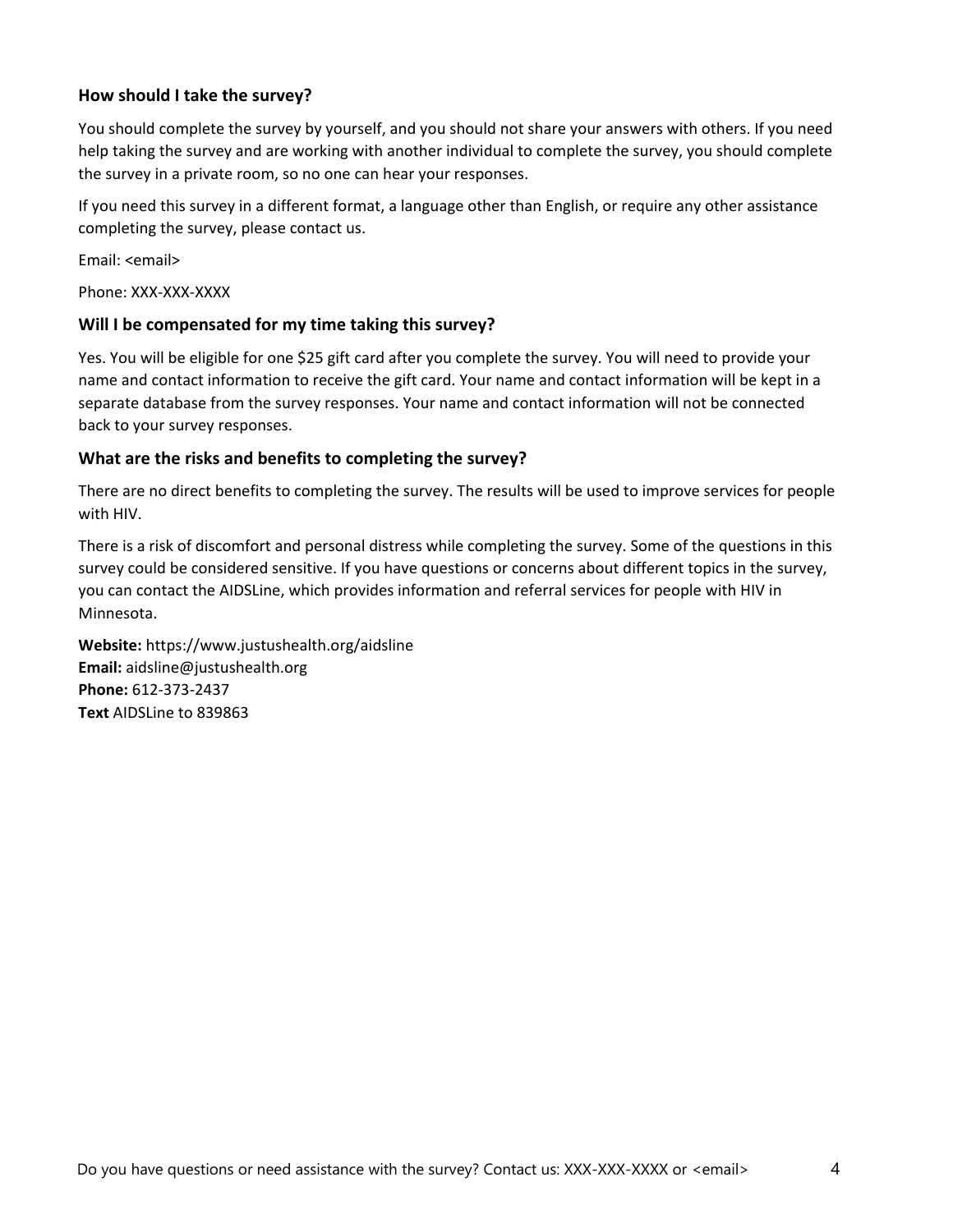### How should I take the survey?

You should complete the survey by yourself, and you should not share your answers with others. If you need help taking the survey and are working with another individual to complete the survey, you should complete the survey in a private room, so no one can hear your responses.

If you need this survey in a different format, a language other than English, or require any other assistance completing the survey, please contact us.

Email: <email>

Phone: XXX-XXX-XXXX

### Will I be compensated for my time taking this survey?

Yes. You will be eligible for one $25 gift card after you complete the survey. You will need to provide your name and contact information to receive the gift card. Your name and contact information will be kept in a separate database from the survey responses. Your name and contact information will not be connected back to your survey responses.

### What are the risks and benefits to completing the survey?

There are no direct benefits to completing the survey. The results will be used to improve services for people with HIV.

There is a risk of discomfort and personal distress while completing the survey. Some of the questions in this survey could be considered sensitive. If you have questions or concerns about different topics in the survey, you can contact the AIDSLine, which provides information and referral services for people with HIV in Minnesota.

**Website:** https://www.justushealth.org/aidsline
**Email:** aidsline@justushealth.org
**Phone:** 612-373-2437
**Text** AIDSLine to 839863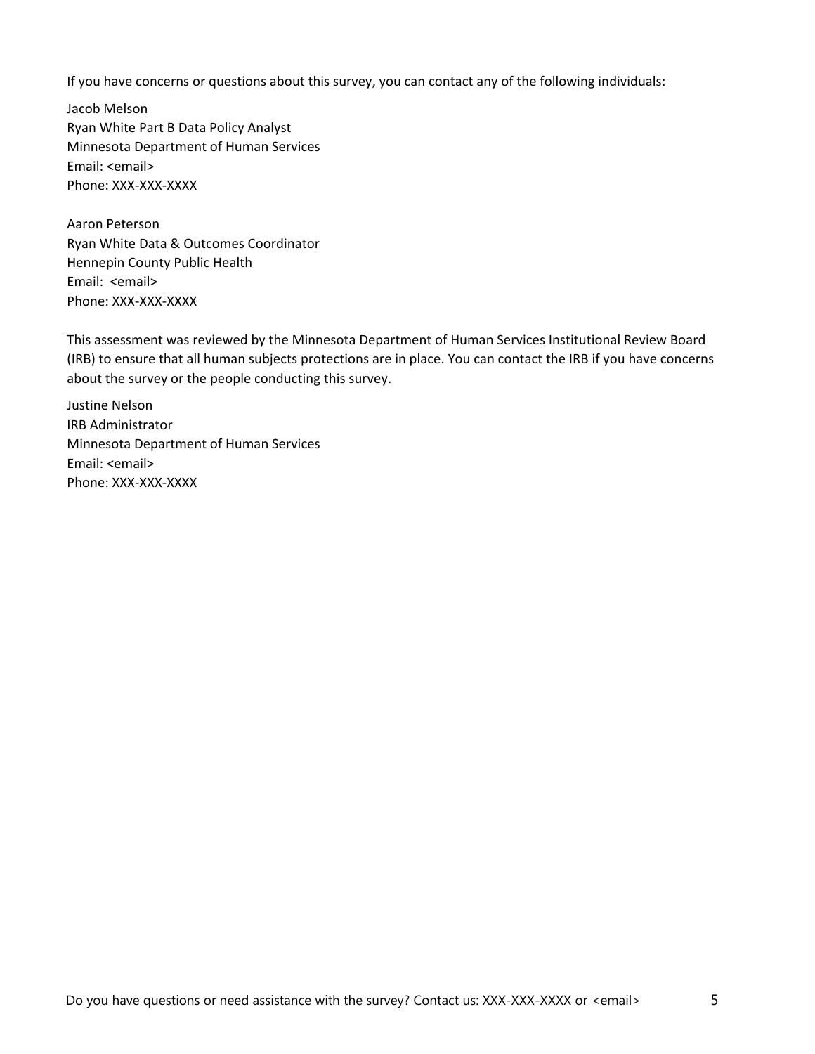If you have concerns or questions about this survey, you can contact any of the following individuals:

Jacob Melson
Ryan White Part B Data Policy Analyst
Minnesota Department of Human Services
Email: <email>
Phone: XXX-XXX-XXXX

Aaron Peterson
Ryan White Data & Outcomes Coordinator
Hennepin County Public Health
Email: <email>
Phone: XXX-XXX-XXXX

This assessment was reviewed by the Minnesota Department of Human Services Institutional Review Board (IRB) to ensure that all human subjects protections are in place. You can contact the IRB if you have concerns about the survey or the people conducting this survey.

Justine Nelson
IRB Administrator
Minnesota Department of Human Services
Email: <email>
Phone: XXX-XXX-XXXX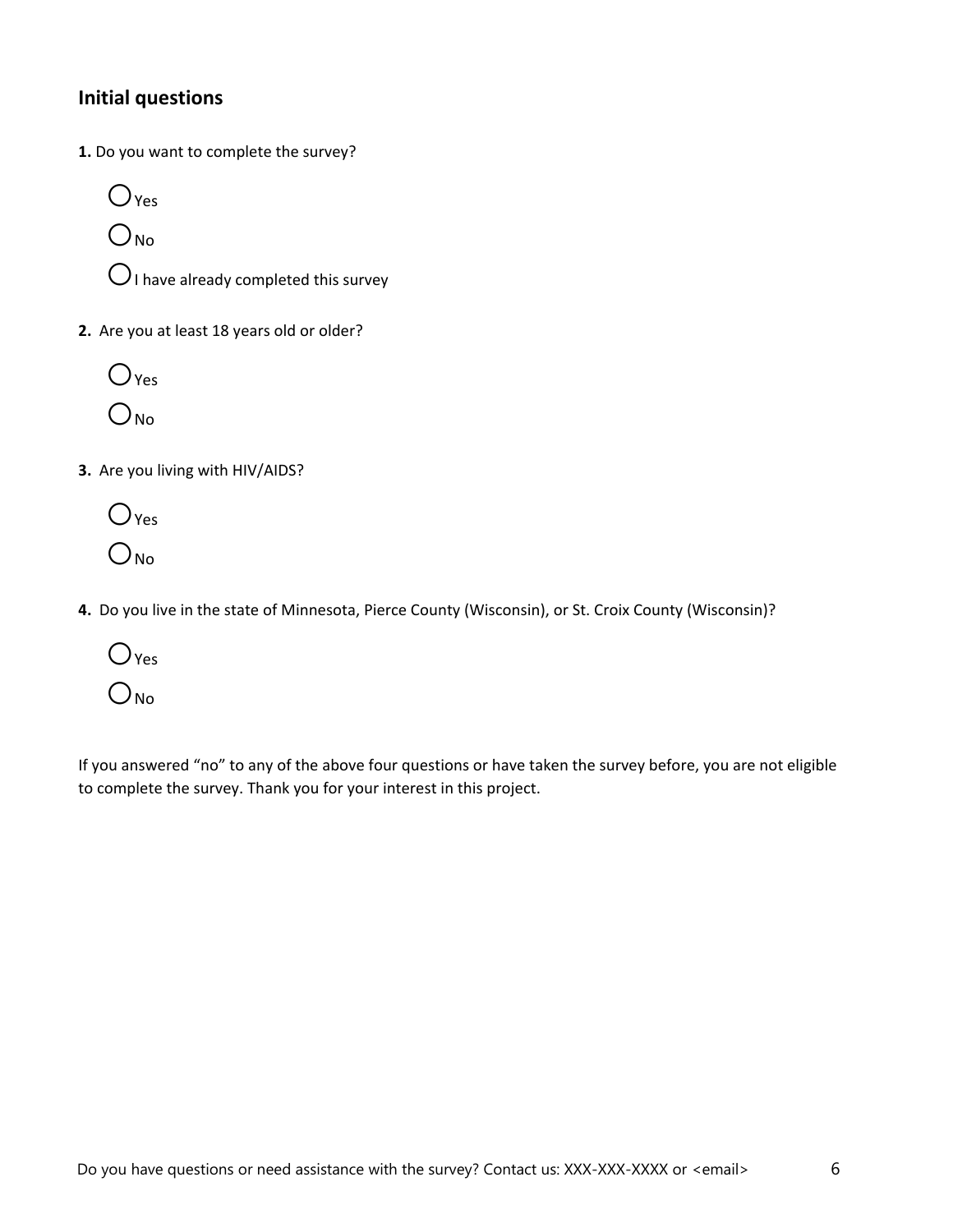## Initial questions

**1.** Do you want to complete the survey?

- ◯ Yes
- ◯ No
- ◯ I have already completed this survey

**2.** Are you at least 18 years old or older?

- ◯ Yes
- ◯ No

**3.** Are you living with HIV/AIDS?

- ◯ Yes
- ◯ No

**4.** Do you live in the state of Minnesota, Pierce County (Wisconsin), or St. Croix County (Wisconsin)?

- ◯ Yes
- ◯ No

If you answered "no" to any of the above four questions or have taken the survey before, you are not eligible to complete the survey. Thank you for your interest in this project.

Do you have questions or need assistance with the survey? Contact us: XXX-XXX-XXXX or <email>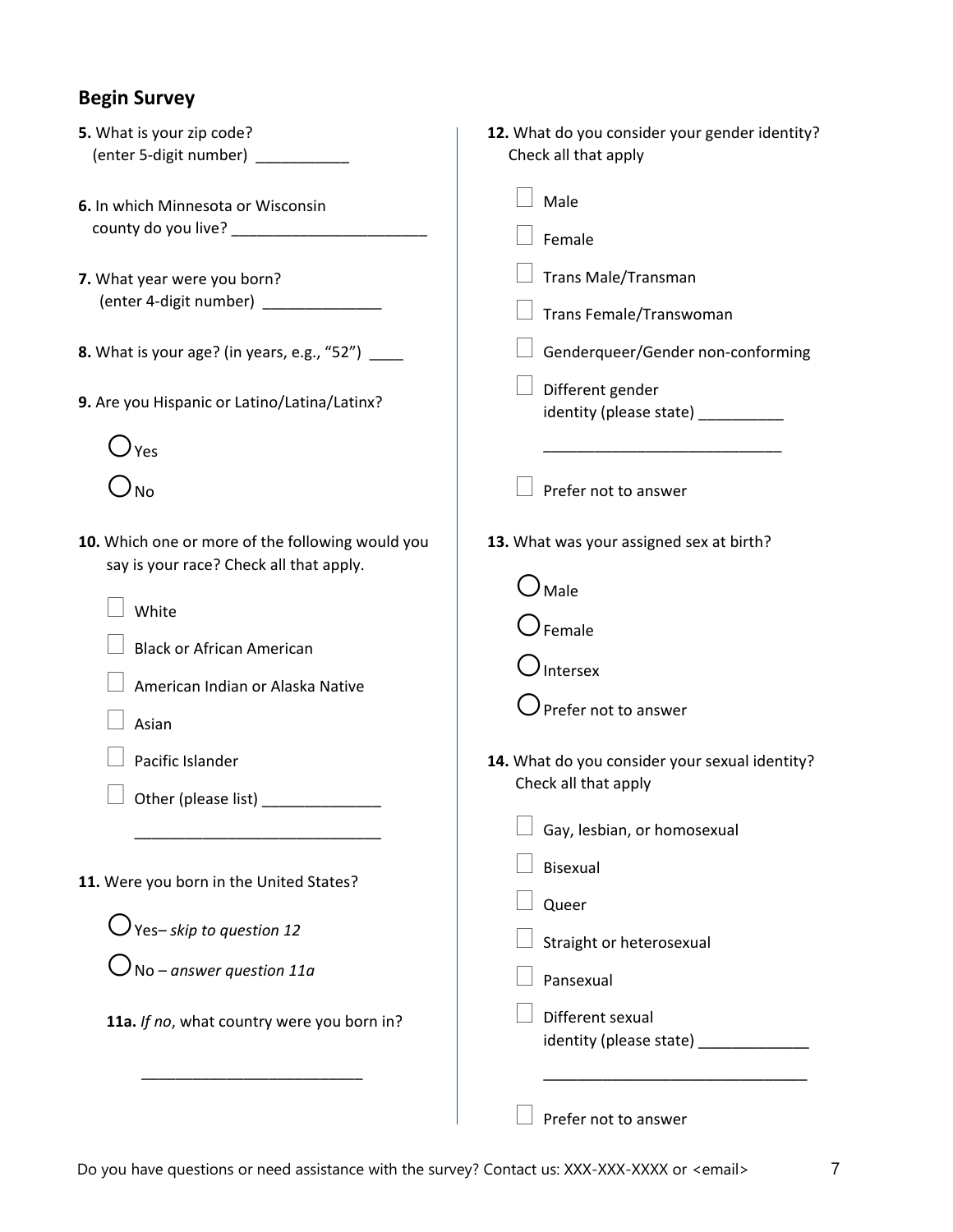## Begin Survey

**5.** What is your zip code?
(enter 5-digit number) ___________

**6.** In which Minnesota or Wisconsin county do you live? _______________________

**7.** What year were you born?
(enter 4-digit number) ______________

**8.** What is your age? (in years, e.g., "52") ____

**9.** Are you Hispanic or Latino/Latina/Latinx?

- ◯ Yes
- ◯ No

**10.** Which one or more of the following would you say is your race? Check all that apply.

- ☐ White
- ☐ Black or African American
- ☐ American Indian or Alaska Native
- ☐ Asian
- ☐ Pacific Islander
- ☐ Other (please list) ______________

  _____________________________

**11.** Were you born in the United States?

- ◯ Yes– *skip to question 12*
- ◯ No – *answer question 11a*

**11a.** *If no,* what country were you born in?

___________________________

**12.** What do you consider your gender identity? Check all that apply

- ☐ Male
- ☐ Female
- ☐ Trans Male/Transman
- ☐ Trans Female/Transwoman
- ☐ Genderqueer/Gender non-conforming
- ☐ Different gender identity (please state) __________

  ____________________________

- ☐ Prefer not to answer

**13.** What was your assigned sex at birth?

- ◯ Male
- ◯ Female
- ◯ Intersex
- ◯ Prefer not to answer

**14.** What do you consider your sexual identity? Check all that apply

- ☐ Gay, lesbian, or homosexual
- ☐ Bisexual
- ☐ Queer
- ☐ Straight or heterosexual
- ☐ Pansexual
- ☐ Different sexual identity (please state) _____________

  ________________________________

- ☐ Prefer not to answer

Do you have questions or need assistance with the survey? Contact us: XXX-XXX-XXXX or <email>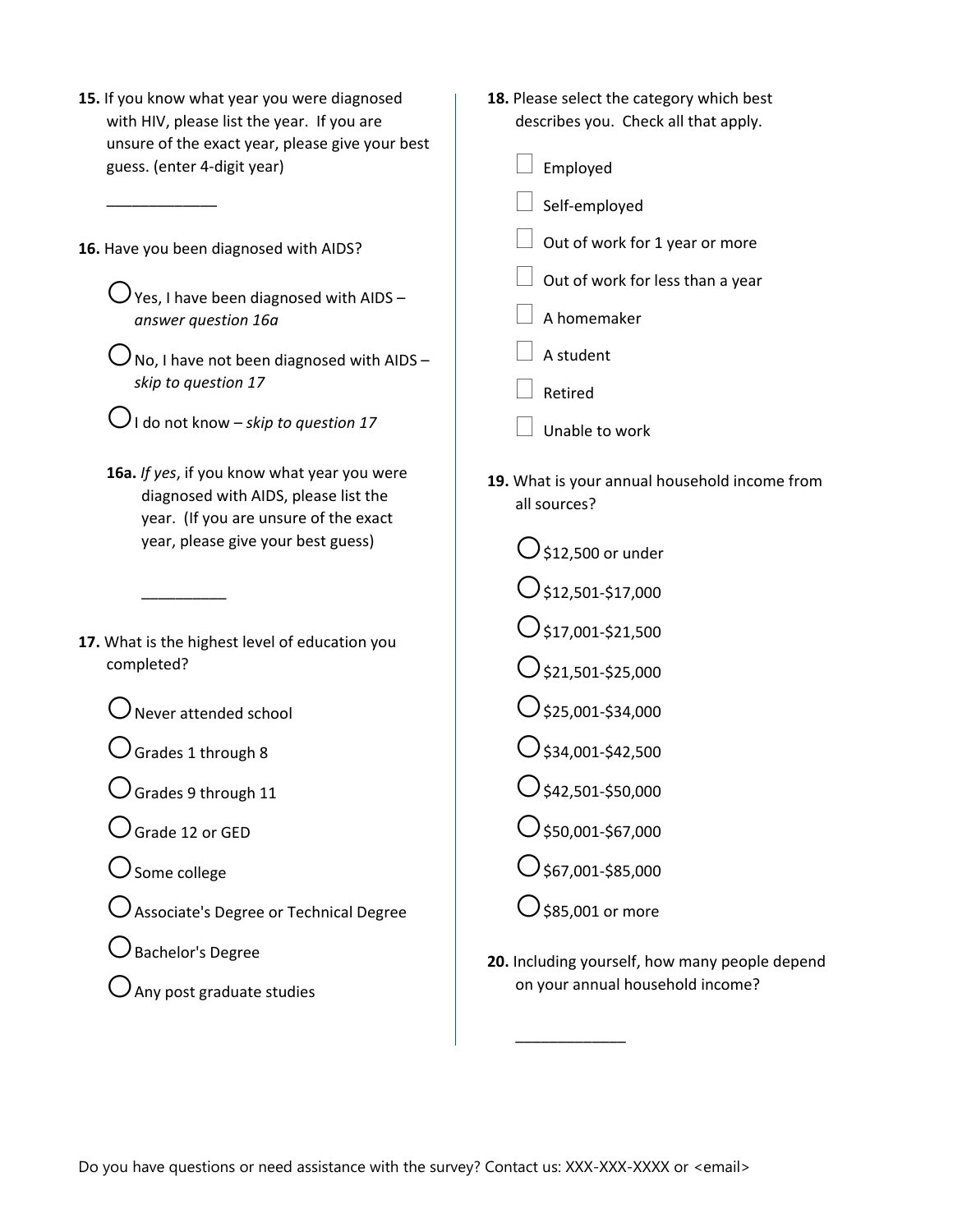**15.** If you know what year you were diagnosed with HIV, please list the year. If you are unsure of the exact year, please give your best guess. (enter 4-digit year)

_____________

**16.** Have you been diagnosed with AIDS?

- ◯ Yes, I have been diagnosed with AIDS – *answer question 16a*
- ◯ No, I have not been diagnosed with AIDS – *skip to question 17*
- ◯ I do not know – *skip to question 17*

**16a.** *If yes*, if you know what year you were diagnosed with AIDS, please list the year. (If you are unsure of the exact year, please give your best guess)

__________

**17.** What is the highest level of education you completed?

- ◯ Never attended school
- ◯ Grades 1 through 8
- ◯ Grades 9 through 11
- ◯ Grade 12 or GED
- ◯ Some college
- ◯ Associate's Degree or Technical Degree
- ◯ Bachelor's Degree
- ◯ Any post graduate studies

**18.** Please select the category which best describes you. Check all that apply.

- ☐ Employed
- ☐ Self-employed
- ☐ Out of work for 1 year or more
- ☐ Out of work for less than a year
- ☐ A homemaker
- ☐ A student
- ☐ Retired
- ☐ Unable to work

**19.** What is your annual household income from all sources?

- ◯ $12,500 or under
- ◯ $12,501-$17,000
- ◯ $17,001-$21,500
- ◯ $21,501-$25,000
- ◯ $25,001-$34,000
- ◯ $34,001-$42,500
- ◯ $42,501-$50,000
- ◯ $50,001-$67,000
- ◯ $67,001-$85,000
- ◯ $85,001 or more

**20.** Including yourself, how many people depend on your annual household income?

_____________

Do you have questions or need assistance with the survey? Contact us: XXX-XXX-XXXX or <email>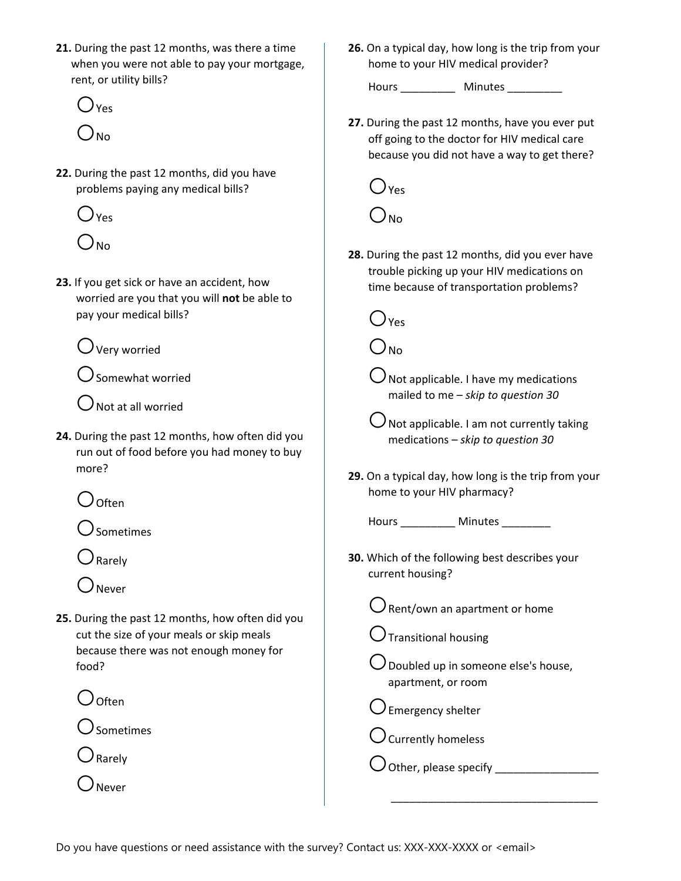**21.** During the past 12 months, was there a time when you were not able to pay your mortgage, rent, or utility bills?

- ◯ Yes
- ◯ No

**22.** During the past 12 months, did you have problems paying any medical bills?

- ◯ Yes
- ◯ No

**23.** If you get sick or have an accident, how worried are you that you will **not** be able to pay your medical bills?

- ◯ Very worried
- ◯ Somewhat worried
- ◯ Not at all worried

**24.** During the past 12 months, how often did you run out of food before you had money to buy more?

- ◯ Often
- ◯ Sometimes
- ◯ Rarely
- ◯ Never

**25.** During the past 12 months, how often did you cut the size of your meals or skip meals because there was not enough money for food?

- ◯ Often
- ◯ Sometimes
- ◯ Rarely
- ◯ Never

**26.** On a typical day, how long is the trip from your home to your HIV medical provider?

Hours _________ Minutes _________

**27.** During the past 12 months, have you ever put off going to the doctor for HIV medical care because you did not have a way to get there?

- ◯ Yes
- ◯ No

**28.** During the past 12 months, did you ever have trouble picking up your HIV medications on time because of transportation problems?

- ◯ Yes
- ◯ No
- ◯ Not applicable. I have my medications mailed to me – *skip to question 30*
- ◯ Not applicable. I am not currently taking medications – *skip to question 30*

**29.** On a typical day, how long is the trip from your home to your HIV pharmacy?

Hours _________ Minutes ________

**30.** Which of the following best describes your current housing?

- ◯ Rent/own an apartment or home
- ◯ Transitional housing
- ◯ Doubled up in someone else's house, apartment, or room
- ◯ Emergency shelter
- ◯ Currently homeless
- ◯ Other, please specify _________________ ___________________________________

Do you have questions or need assistance with the survey? Contact us: XXX-XXX-XXXX or <email>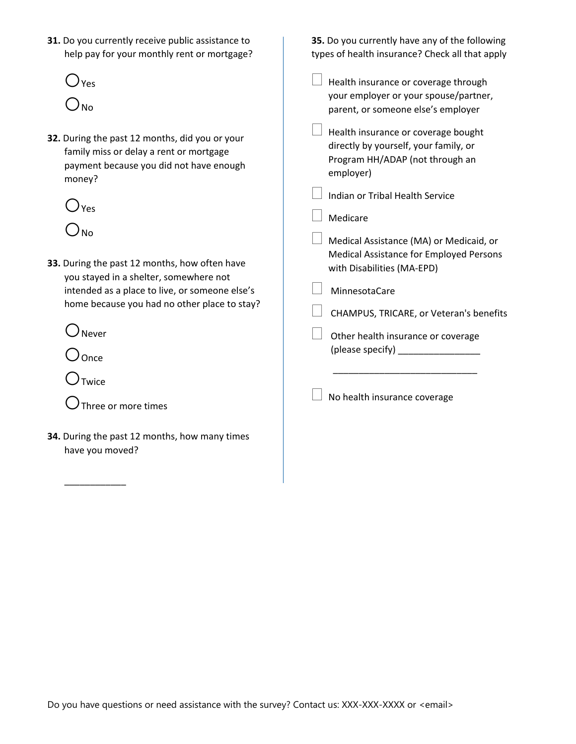**31.** Do you currently receive public assistance to help pay for your monthly rent or mortgage?

- ○ Yes
- ○ No

**32.** During the past 12 months, did you or your family miss or delay a rent or mortgage payment because you did not have enough money?

- ○ Yes
- ○ No

**33.** During the past 12 months, how often have you stayed in a shelter, somewhere not intended as a place to live, or someone else's home because you had no other place to stay?

- ○ Never
- ○ Once
- ○ Twice
- ○ Three or more times

**34.** During the past 12 months, how many times have you moved?

____________

**35.** Do you currently have any of the following types of health insurance? Check all that apply

- ☐ Health insurance or coverage through your employer or your spouse/partner, parent, or someone else's employer
- ☐ Health insurance or coverage bought directly by yourself, your family, or Program HH/ADAP (not through an employer)
- ☐ Indian or Tribal Health Service
- ☐ Medicare
- ☐ Medical Assistance (MA) or Medicaid, or Medical Assistance for Employed Persons with Disabilities (MA-EPD)
- ☐ MinnesotaCare
- ☐ CHAMPUS, TRICARE, or Veteran's benefits
- ☐ Other health insurance or coverage (please specify) ________________ ____________________________
- ☐ No health insurance coverage

Do you have questions or need assistance with the survey? Contact us: XXX-XXX-XXXX or <email>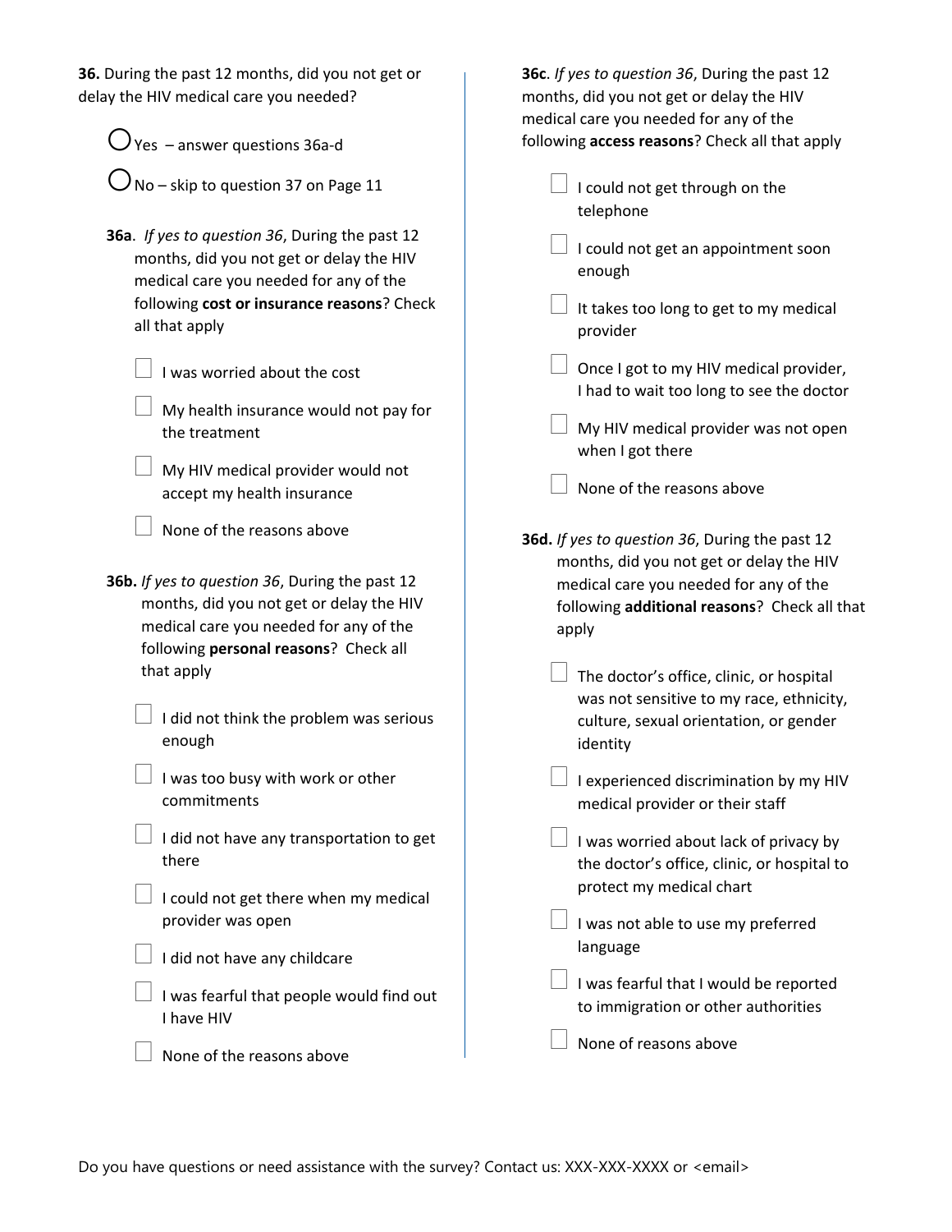**36.** During the past 12 months, did you not get or delay the HIV medical care you needed?

- ◯ Yes – answer questions 36a-d
- ◯ No – skip to question 37 on Page 11

**36a**. *If yes to question 36*, During the past 12 months, did you not get or delay the HIV medical care you needed for any of the following **cost or insurance reasons**? Check all that apply

- ☐ I was worried about the cost
- ☐ My health insurance would not pay for the treatment
- ☐ My HIV medical provider would not accept my health insurance
- ☐ None of the reasons above

**36b.** *If yes to question 36*, During the past 12 months, did you not get or delay the HIV medical care you needed for any of the following **personal reasons**? Check all that apply

- ☐ I did not think the problem was serious enough
- ☐ I was too busy with work or other commitments
- ☐ I did not have any transportation to get there
- ☐ I could not get there when my medical provider was open
- ☐ I did not have any childcare
- ☐ I was fearful that people would find out I have HIV
- ☐ None of the reasons above

**36c**. *If yes to question 36*, During the past 12 months, did you not get or delay the HIV medical care you needed for any of the following **access reasons**? Check all that apply

- ☐ I could not get through on the telephone
- ☐ I could not get an appointment soon enough
- ☐ It takes too long to get to my medical provider
- ☐ Once I got to my HIV medical provider, I had to wait too long to see the doctor
- ☐ My HIV medical provider was not open when I got there
- ☐ None of the reasons above

**36d.** *If yes to question 36*, During the past 12 months, did you not get or delay the HIV medical care you needed for any of the following **additional reasons**? Check all that apply

- ☐ The doctor's office, clinic, or hospital was not sensitive to my race, ethnicity, culture, sexual orientation, or gender identity
- ☐ I experienced discrimination by my HIV medical provider or their staff
- ☐ I was worried about lack of privacy by the doctor's office, clinic, or hospital to protect my medical chart
- ☐ I was not able to use my preferred language
- ☐ I was fearful that I would be reported to immigration or other authorities
- ☐ None of reasons above

Do you have questions or need assistance with the survey? Contact us: XXX-XXX-XXXX or <email>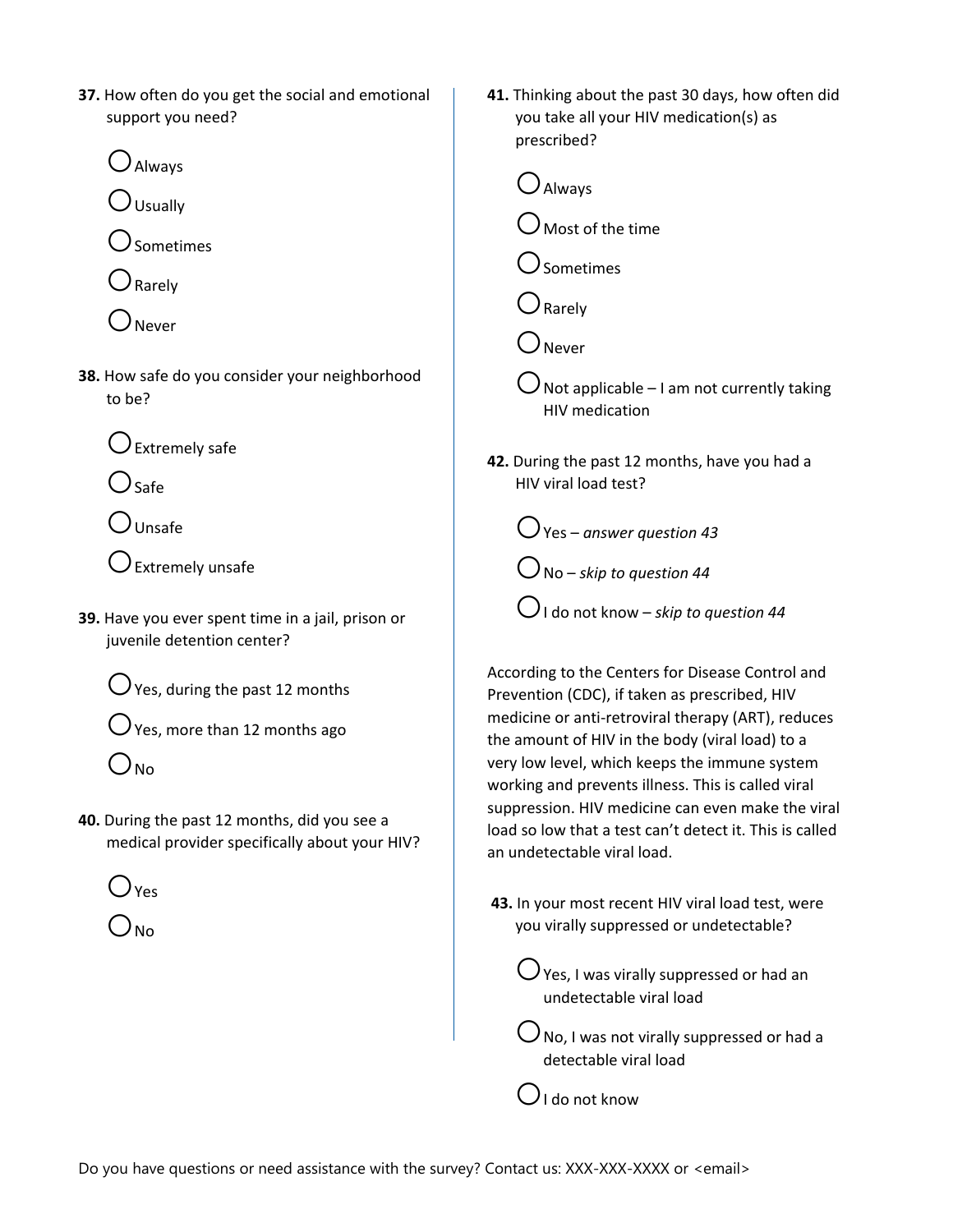**37.** How often do you get the social and emotional support you need?

- Always
- Usually
- Sometimes
- Rarely
- Never

**38.** How safe do you consider your neighborhood to be?

- Extremely safe
- Safe
- Unsafe
- Extremely unsafe

**39.** Have you ever spent time in a jail, prison or juvenile detention center?

- Yes, during the past 12 months
- Yes, more than 12 months ago
- No

**40.** During the past 12 months, did you see a medical provider specifically about your HIV?

- Yes
- No

**41.** Thinking about the past 30 days, how often did you take all your HIV medication(s) as prescribed?

- Always
- Most of the time
- Sometimes
- Rarely
- Never
- Not applicable – I am not currently taking HIV medication

**42.** During the past 12 months, have you had a HIV viral load test?

- Yes – *answer question 43*
- No – *skip to question 44*
- I do not know – *skip to question 44*

According to the Centers for Disease Control and Prevention (CDC), if taken as prescribed, HIV medicine or anti-retroviral therapy (ART), reduces the amount of HIV in the body (viral load) to a very low level, which keeps the immune system working and prevents illness. This is called viral suppression. HIV medicine can even make the viral load so low that a test can't detect it. This is called an undetectable viral load.

**43.** In your most recent HIV viral load test, were you virally suppressed or undetectable?

- Yes, I was virally suppressed or had an undetectable viral load
- No, I was not virally suppressed or had a detectable viral load
- I do not know

Do you have questions or need assistance with the survey? Contact us: XXX-XXX-XXXX or <email>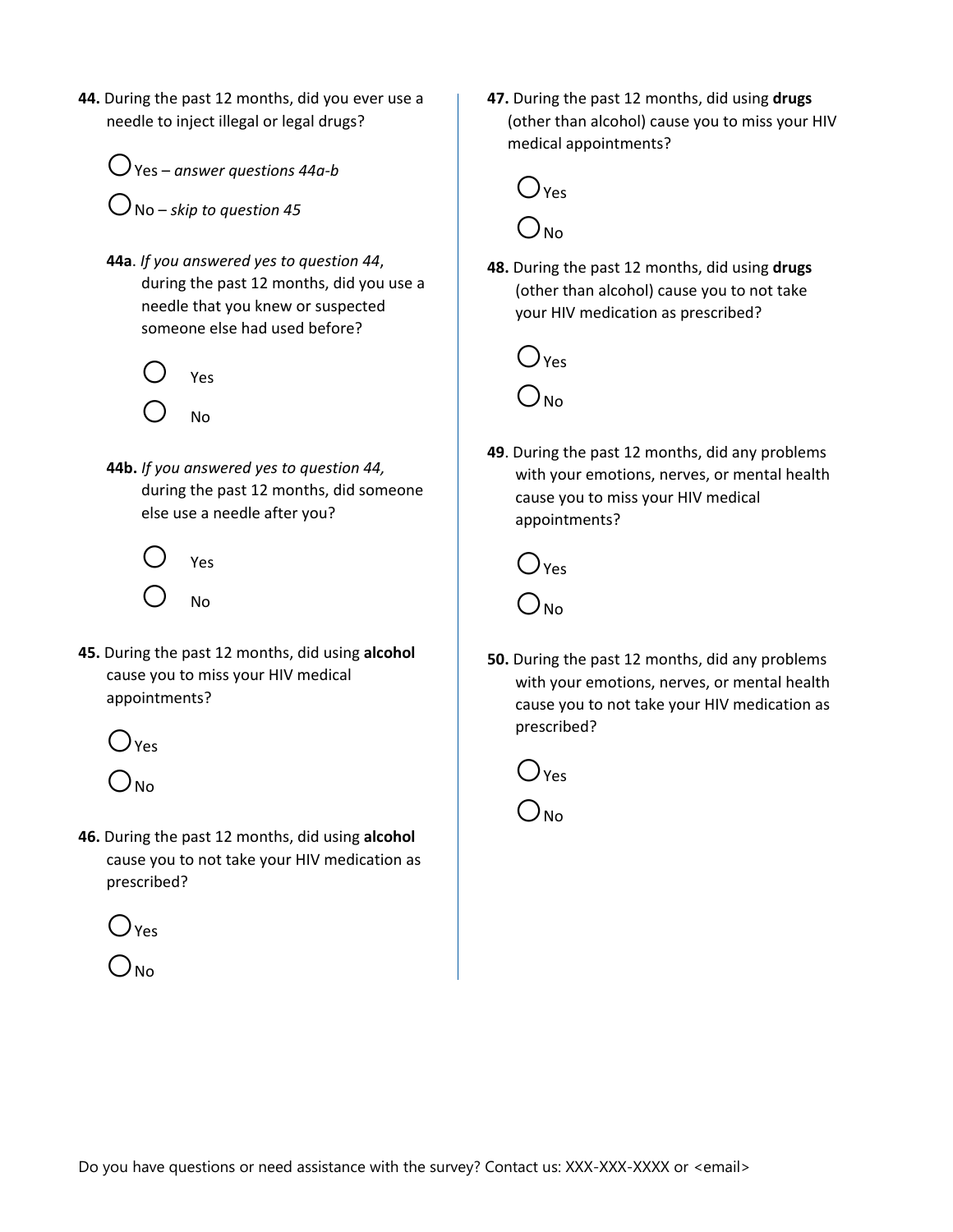**44.** During the past 12 months, did you ever use a needle to inject illegal or legal drugs?

- ◯ Yes – *answer questions 44a-b*
- ◯ No – *skip to question 45*

**44a**. *If you answered yes to question 44*, during the past 12 months, did you use a needle that you knew or suspected someone else had used before?

- ◯ Yes
- ◯ No

**44b.** *If you answered yes to question 44,* during the past 12 months, did someone else use a needle after you?

- ◯ Yes
- ◯ No

**45.** During the past 12 months, did using **alcohol** cause you to miss your HIV medical appointments?

- ◯ Yes
- ◯ No

**46.** During the past 12 months, did using **alcohol** cause you to not take your HIV medication as prescribed?

- ◯ Yes
- ◯ No

**47.** During the past 12 months, did using **drugs** (other than alcohol) cause you to miss your HIV medical appointments?

- ◯ Yes
- ◯ No

**48.** During the past 12 months, did using **drugs** (other than alcohol) cause you to not take your HIV medication as prescribed?

- ◯ Yes
- ◯ No

**49**. During the past 12 months, did any problems with your emotions, nerves, or mental health cause you to miss your HIV medical appointments?

- ◯ Yes
- ◯ No

**50.** During the past 12 months, did any problems with your emotions, nerves, or mental health cause you to not take your HIV medication as prescribed?

- ◯ Yes
- ◯ No

Do you have questions or need assistance with the survey? Contact us: XXX-XXX-XXXX or <email>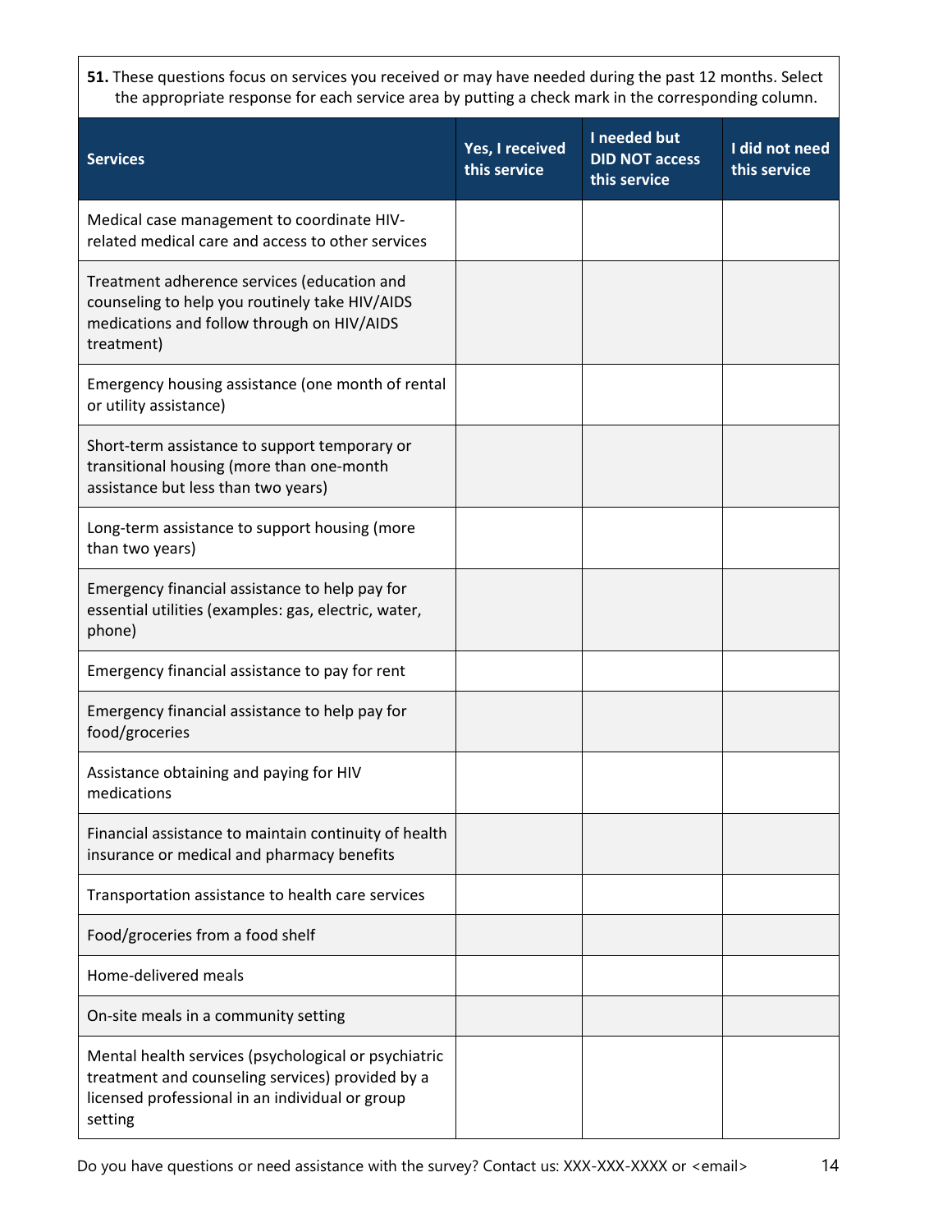**51.** These questions focus on services you received or may have needed during the past 12 months. Select the appropriate response for each service area by putting a check mark in the corresponding column.

| Services | Yes, I received this service | I needed but DID NOT access this service | I did not need this service |
|---|---|---|---|
| Medical case management to coordinate HIV-related medical care and access to other services | | | |
| Treatment adherence services (education and counseling to help you routinely take HIV/AIDS medications and follow through on HIV/AIDS treatment) | | | |
| Emergency housing assistance (one month of rental or utility assistance) | | | |
| Short-term assistance to support temporary or transitional housing (more than one-month assistance but less than two years) | | | |
| Long-term assistance to support housing (more than two years) | | | |
| Emergency financial assistance to help pay for essential utilities (examples: gas, electric, water, phone) | | | |
| Emergency financial assistance to pay for rent | | | |
| Emergency financial assistance to help pay for food/groceries | | | |
| Assistance obtaining and paying for HIV medications | | | |
| Financial assistance to maintain continuity of health insurance or medical and pharmacy benefits | | | |
| Transportation assistance to health care services | | | |
| Food/groceries from a food shelf | | | |
| Home-delivered meals | | | |
| On-site meals in a community setting | | | |
| Mental health services (psychological or psychiatric treatment and counseling services) provided by a licensed professional in an individual or group setting | | | |

Do you have questions or need assistance with the survey? Contact us: XXX-XXX-XXXX or <email>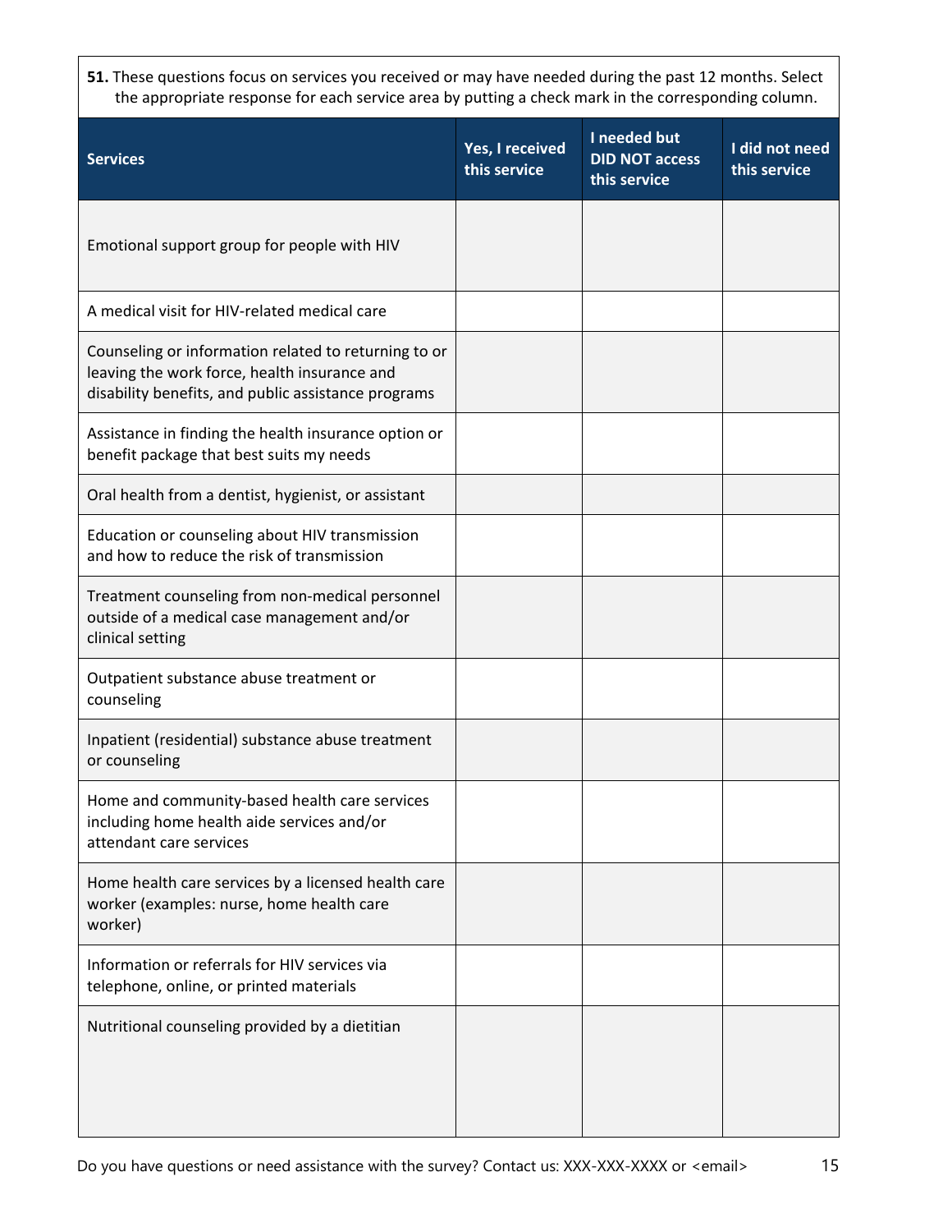**51.** These questions focus on services you received or may have needed during the past 12 months. Select the appropriate response for each service area by putting a check mark in the corresponding column.

| Services | Yes, I received this service | I needed but DID NOT access this service | I did not need this service |
|---|---|---|---|
| Emotional support group for people with HIV | | | |
| A medical visit for HIV-related medical care | | | |
| Counseling or information related to returning to or leaving the work force, health insurance and disability benefits, and public assistance programs | | | |
| Assistance in finding the health insurance option or benefit package that best suits my needs | | | |
| Oral health from a dentist, hygienist, or assistant | | | |
| Education or counseling about HIV transmission and how to reduce the risk of transmission | | | |
| Treatment counseling from non-medical personnel outside of a medical case management and/or clinical setting | | | |
| Outpatient substance abuse treatment or counseling | | | |
| Inpatient (residential) substance abuse treatment or counseling | | | |
| Home and community-based health care services including home health aide services and/or attendant care services | | | |
| Home health care services by a licensed health care worker (examples: nurse, home health care worker) | | | |
| Information or referrals for HIV services via telephone, online, or printed materials | | | |
| Nutritional counseling provided by a dietitian | | | |

Do you have questions or need assistance with the survey? Contact us: XXX-XXX-XXXX or <email>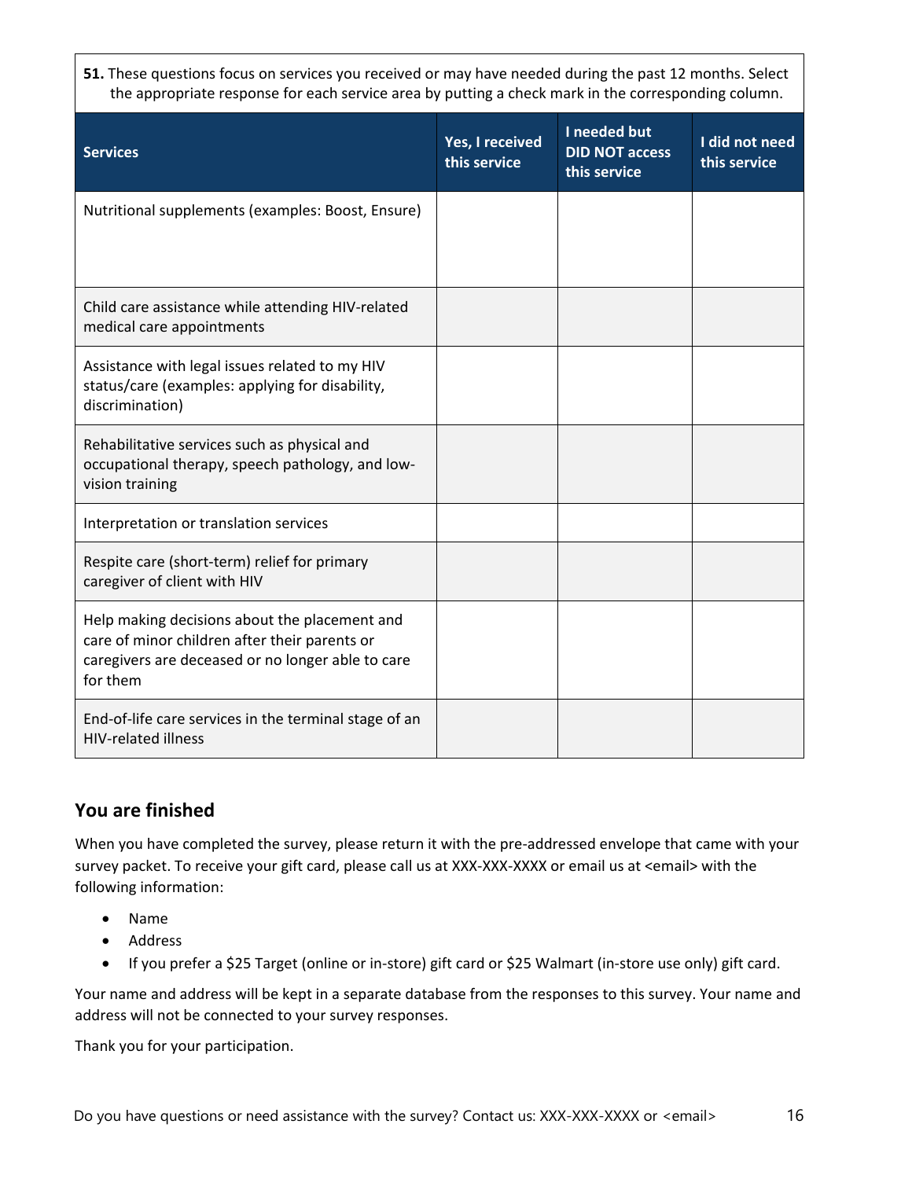**51.** These questions focus on services you received or may have needed during the past 12 months. Select the appropriate response for each service area by putting a check mark in the corresponding column.

| Services | Yes, I received this service | I needed but DID NOT access this service | I did not need this service |
|---|---|---|---|
| Nutritional supplements (examples: Boost, Ensure) | | | |
| Child care assistance while attending HIV-related medical care appointments | | | |
| Assistance with legal issues related to my HIV status/care (examples: applying for disability, discrimination) | | | |
| Rehabilitative services such as physical and occupational therapy, speech pathology, and low-vision training | | | |
| Interpretation or translation services | | | |
| Respite care (short-term) relief for primary caregiver of client with HIV | | | |
| Help making decisions about the placement and care of minor children after their parents or caregivers are deceased or no longer able to care for them | | | |
| End-of-life care services in the terminal stage of an HIV-related illness | | | |

## You are finished

When you have completed the survey, please return it with the pre-addressed envelope that came with your survey packet. To receive your gift card, please call us at XXX-XXX-XXXX or email us at <email> with the following information:

- Name
- Address
- If you prefer a $25 Target (online or in-store) gift card or $25 Walmart (in-store use only) gift card.

Your name and address will be kept in a separate database from the responses to this survey. Your name and address will not be connected to your survey responses.

Thank you for your participation.

Do you have questions or need assistance with the survey? Contact us: XXX-XXX-XXXX or <email>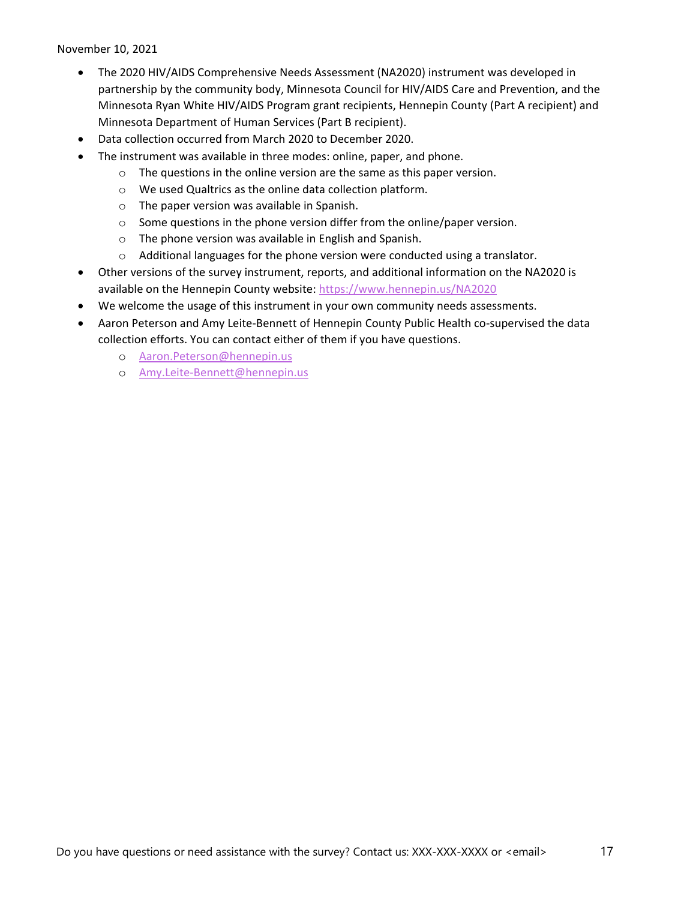November 10, 2021

- The 2020 HIV/AIDS Comprehensive Needs Assessment (NA2020) instrument was developed in partnership by the community body, Minnesota Council for HIV/AIDS Care and Prevention, and the Minnesota Ryan White HIV/AIDS Program grant recipients, Hennepin County (Part A recipient) and Minnesota Department of Human Services (Part B recipient).
- Data collection occurred from March 2020 to December 2020.
- The instrument was available in three modes: online, paper, and phone.
  - The questions in the online version are the same as this paper version.
  - We used Qualtrics as the online data collection platform.
  - The paper version was available in Spanish.
  - Some questions in the phone version differ from the online/paper version.
  - The phone version was available in English and Spanish.
  - Additional languages for the phone version were conducted using a translator.
- Other versions of the survey instrument, reports, and additional information on the NA2020 is available on the Hennepin County website: https://www.hennepin.us/NA2020
- We welcome the usage of this instrument in your own community needs assessments.
- Aaron Peterson and Amy Leite-Bennett of Hennepin County Public Health co-supervised the data collection efforts. You can contact either of them if you have questions.
  - Aaron.Peterson@hennepin.us
  - Amy.Leite-Bennett@hennepin.us